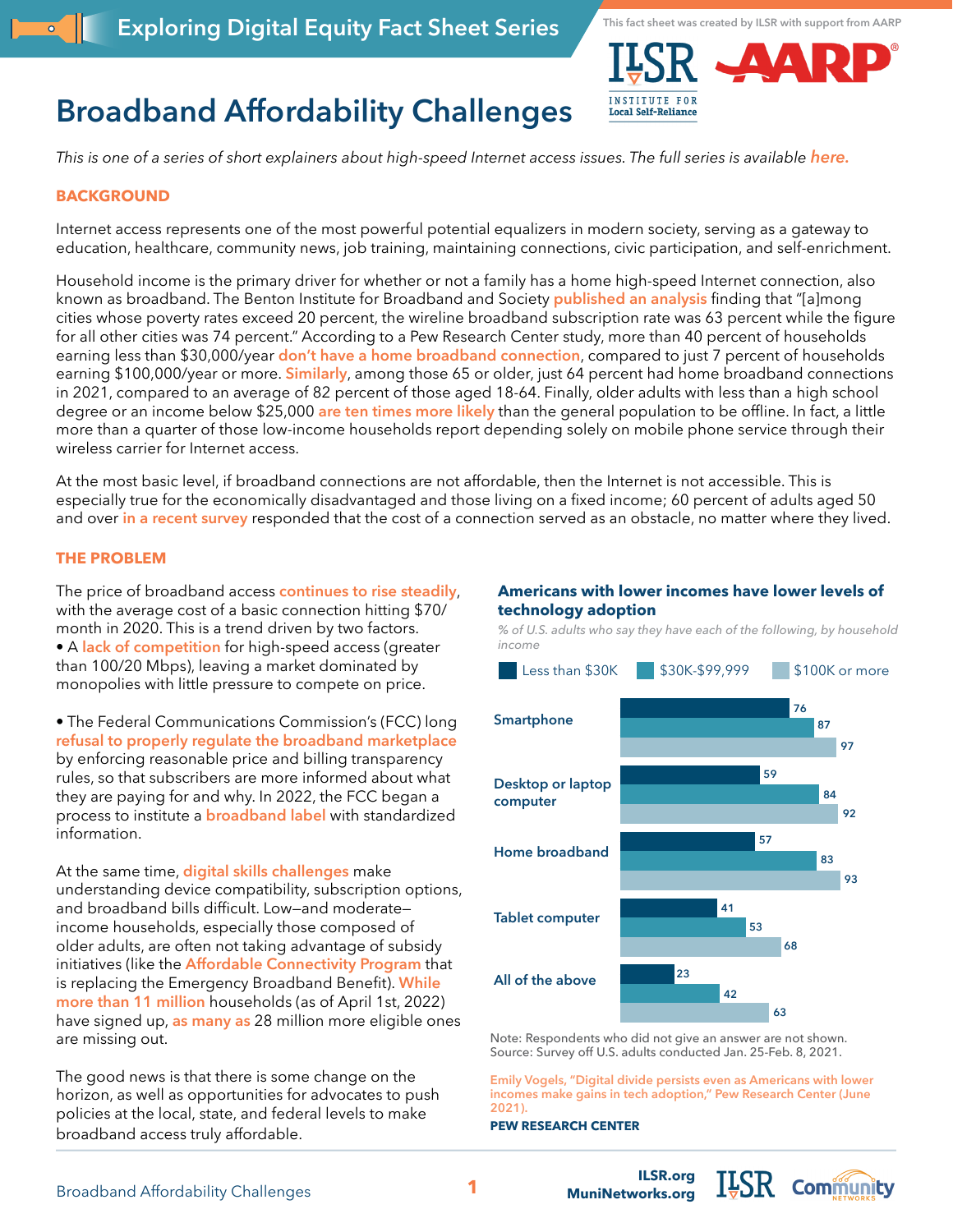Exploring Digital Equity Fact Sheet Series

This fact sheet was created by ILSR with support from AARP

# Broadband Affordability Challenges

*This is one of a series of short explainers about high-speed Internet access issues. The full series is available here.*

## BACKGROUND

Internet access represents one of the most powerful potential equalizers in modern society, serving as a gateway to education, healthcare, community news, job training, maintaining connections, civic participation, and self-enrichment.

Household income is the primary driver for whether or not a family has a home high-speed Internet connection, also known as broadband. The Benton Institute for Broadband and Society published an analysis finding that "[a]mong cities whose poverty rates exceed 20 percent, the wireline broadband subscription rate was 63 percent while the figure for all other cities was 74 percent." According to a Pew Research Center study, more than 40 percent of households earning less than $30,000/year don't have a home broadband connection, compared to just 7 percent of households earning $100,000/year or more. Similarly, among those 65 or older, just 64 percent had home broadband connections in 2021, compared to an average of 82 percent of those aged 18-64. Finally, older adults with less than a high school degree or an income below $25,000 are ten times more likely than the general population to be offline. In fact, a little more than a quarter of those low-income households report depending solely on mobile phone service through their wireless carrier for Internet access.

At the most basic level, if broadband connections are not affordable, then the Internet is not accessible. This is especially true for the economically disadvantaged and those living on a fixed income; 60 percent of adults aged 50 and over in a recent survey responded that the cost of a connection served as an obstacle, no matter where they lived.

## THE PROBLEM

The price of broadband access continues to rise steadily, with the average cost of a basic connection hitting $70/month in 2020. This is a trend driven by two factors.

- A lack of competition for high-speed access (greater than 100/20 Mbps), leaving a market dominated by monopolies with little pressure to compete on price.

- The Federal Communications Commission's (FCC) long refusal to properly regulate the broadband marketplace by enforcing reasonable price and billing transparency rules, so that subscribers are more informed about what they are paying for and why. In 2022, the FCC began a process to institute a broadband label with standardized information.

At the same time, digital skills challenges make understanding device compatibility, subscription options, and broadband bills difficult. Low—and moderate—income households, especially those composed of older adults, are often not taking advantage of subsidy initiatives (like the Affordable Connectivity Program that is replacing the Emergency Broadband Benefit). While more than 11 million households (as of April 1st, 2022) have signed up, as many as 28 million more eligible ones are missing out.

The good news is that there is some change on the horizon, as well as opportunities for advocates to push policies at the local, state, and federal levels to make broadband access truly affordable.

**Americans with lower incomes have lower levels of technology adoption**

*% of U.S. adults who say they have each of the following, by household income*

| | Less than $30K | $30K-$99,999 | $100K or more |
|---|---|---|---|
| Smartphone | 76 | 87 | 97 |
| Desktop or laptop computer | 59 | 84 | 92 |
| Home broadband | 57 | 83 | 93 |
| Tablet computer | 41 | 53 | 68 |
| All of the above | 23 | 42 | 63 |

Note: Respondents who did not give an answer are not shown.
Source: Survey off U.S. adults conducted Jan. 25-Feb. 8, 2021.

Emily Vogels, "Digital divide persists even as Americans with lower incomes make gains in tech adoption," Pew Research Center (June 2021).

**PEW RESEARCH CENTER**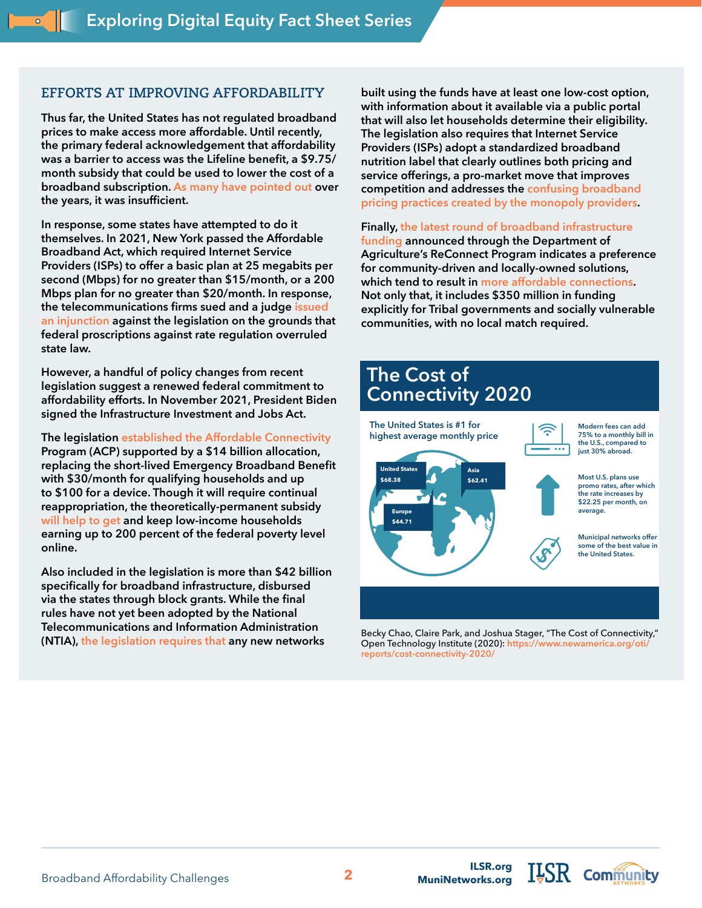## EFFORTS AT IMPROVING AFFORDABILITY

Thus far, the United States has not regulated broadband prices to make access more affordable. Until recently, the primary federal acknowledgement that affordability was a barrier to access was the Lifeline benefit, a $9.75/month subsidy that could be used to lower the cost of a broadband subscription. As many have pointed out over the years, it was insufficient.

In response, some states have attempted to do it themselves. In 2021, New York passed the Affordable Broadband Act, which required Internet Service Providers (ISPs) to offer a basic plan at 25 megabits per second (Mbps) for no greater than $15/month, or a 200 Mbps plan for no greater than $20/month. In response, the telecommunications firms sued and a judge issued an injunction against the legislation on the grounds that federal proscriptions against rate regulation overruled state law.

However, a handful of policy changes from recent legislation suggest a renewed federal commitment to affordability efforts. In November 2021, President Biden signed the Infrastructure Investment and Jobs Act.

The legislation established the Affordable Connectivity Program (ACP) supported by a $14 billion allocation, replacing the short-lived Emergency Broadband Benefit with $30/month for qualifying households and up to $100 for a device. Though it will require continual reappropriation, the theoretically-permanent subsidy will help to get and keep low-income households earning up to 200 percent of the federal poverty level online.

Also included in the legislation is more than $42 billion specifically for broadband infrastructure, disbursed via the states through block grants. While the final rules have not yet been adopted by the National Telecommunications and Information Administration (NTIA), the legislation requires that any new networks built using the funds have at least one low-cost option, with information about it available via a public portal that will also let households determine their eligibility. The legislation also requires that Internet Service Providers (ISPs) adopt a standardized broadband nutrition label that clearly outlines both pricing and service offerings, a pro-market move that improves competition and addresses the confusing broadband pricing practices created by the monopoly providers.

Finally, the latest round of broadband infrastructure funding announced through the Department of Agriculture's ReConnect Program indicates a preference for community-driven and locally-owned solutions, which tend to result in more affordable connections. Not only that, it includes $350 million in funding explicitly for Tribal governments and socially vulnerable communities, with no local match required.

### The Cost of Connectivity 2020

The United States is #1 for highest average monthly price

- United States $68.38
- Asia $62.41
- Europe $44.71

Modern fees can add 75% to a monthly bill in the U.S., compared to just 30% abroad.

Most U.S. plans use promo rates, after which the rate increases by $22.25 per month, on average.

Municipal networks offer some of the best value in the United States.

Becky Chao, Claire Park, and Joshua Stager, "The Cost of Connectivity," Open Technology Institute (2020): https://www.newamerica.org/oti/reports/cost-connectivity-2020/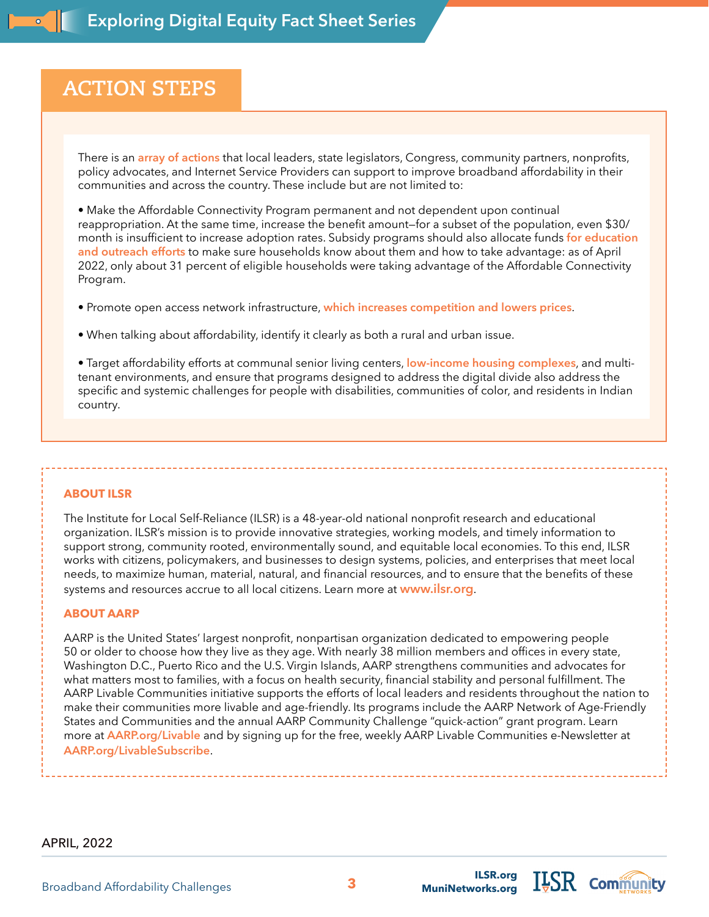## ACTION STEPS

There is an array of actions that local leaders, state legislators, Congress, community partners, nonprofits, policy advocates, and Internet Service Providers can support to improve broadband affordability in their communities and across the country. These include but are not limited to:

- Make the Affordable Connectivity Program permanent and not dependent upon continual reappropriation. At the same time, increase the benefit amount—for a subset of the population, even $30/month is insufficient to increase adoption rates. Subsidy programs should also allocate funds for education and outreach efforts to make sure households know about them and how to take advantage: as of April 2022, only about 31 percent of eligible households were taking advantage of the Affordable Connectivity Program.

- Promote open access network infrastructure, which increases competition and lowers prices.

- When talking about affordability, identify it clearly as both a rural and urban issue.

- Target affordability efforts at communal senior living centers, low-income housing complexes, and multi-tenant environments, and ensure that programs designed to address the digital divide also address the specific and systemic challenges for people with disabilities, communities of color, and residents in Indian country.

### ABOUT ILSR

The Institute for Local Self-Reliance (ILSR) is a 48-year-old national nonprofit research and educational organization. ILSR's mission is to provide innovative strategies, working models, and timely information to support strong, community rooted, environmentally sound, and equitable local economies. To this end, ILSR works with citizens, policymakers, and businesses to design systems, policies, and enterprises that meet local needs, to maximize human, material, natural, and financial resources, and to ensure that the benefits of these systems and resources accrue to all local citizens. Learn more at www.ilsr.org.

### ABOUT AARP

AARP is the United States' largest nonprofit, nonpartisan organization dedicated to empowering people 50 or older to choose how they live as they age. With nearly 38 million members and offices in every state, Washington D.C., Puerto Rico and the U.S. Virgin Islands, AARP strengthens communities and advocates for what matters most to families, with a focus on health security, financial stability and personal fulfillment. The AARP Livable Communities initiative supports the efforts of local leaders and residents throughout the nation to make their communities more livable and age-friendly. Its programs include the AARP Network of Age-Friendly States and Communities and the annual AARP Community Challenge "quick-action" grant program. Learn more at AARP.org/Livable and by signing up for the free, weekly AARP Livable Communities e-Newsletter at AARP.org/LivableSubscribe.

APRIL, 2022